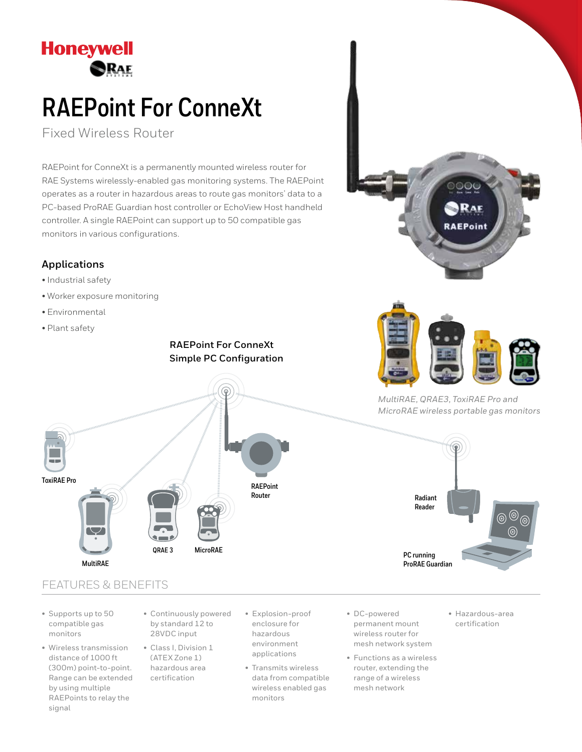Honeywell
RAE

# RAEPoint For ConneXt

Fixed Wireless Router

RAEPoint for ConneXt is a permanently mounted wireless router for RAE Systems wirelessly-enabled gas monitoring systems. The RAEPoint operates as a router in hazardous areas to route gas monitors' data to a PC-based ProRAE Guardian host controller or EchoView Host handheld controller. A single RAEPoint can support up to 50 compatible gas monitors in various configurations.

## Applications

- Industrial safety
- Worker exposure monitoring
- Environmental
- Plant safety

*MultiRAE, QRAE3, ToxiRAE Pro and MicroRAE wireless portable gas monitors*

**RAEPoint For ConneXt Simple PC Configuration**

ToxiRAE Pro
MultiRAE
QRAE 3
MicroRAE
RAEPoint Router
Radiant Reader
PC running ProRAE Guardian

## FEATURES & BENEFITS

- Supports up to 50 compatible gas monitors
- Wireless transmission distance of 1000 ft (300m) point-to-point. Range can be extended by using multiple RAEPoints to relay the signal
- Continuously powered by standard 12 to 28VDC input
- Class I, Division 1 (ATEX Zone 1) hazardous area certification
- Explosion-proof enclosure for hazardous environment applications
- Transmits wireless data from compatible wireless enabled gas monitors
- DC-powered permanent mount wireless router for mesh network system
- Functions as a wireless router, extending the range of a wireless mesh network
- Hazardous-area certification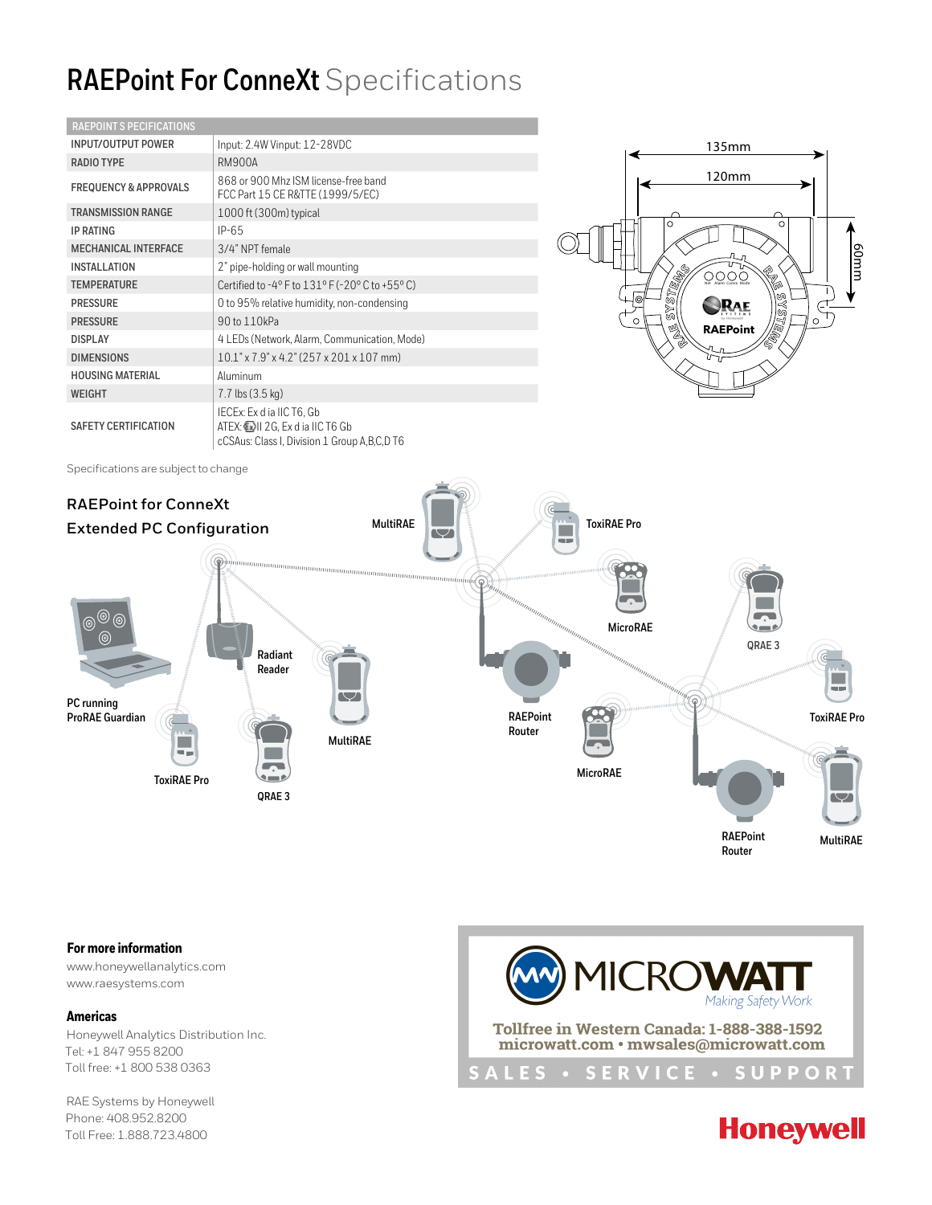# RAEPoint For ConneXt Specifications

| RAEPOINT SPECIFICATIONS | |
|---|---|
| INPUT/OUTPUT POWER | Input: 2.4W Vinput: 12-28VDC |
| RADIO TYPE | RM900A |
| FREQUENCY & APPROVALS | 868 or 900 Mhz ISM license-free band<br>FCC Part 15 CE R&TTE (1999/5/EC) |
| TRANSMISSION RANGE | 1000 ft (300m) typical |
| IP RATING | IP-65 |
| MECHANICAL INTERFACE | 3/4" NPT female |
| INSTALLATION | 2" pipe-holding or wall mounting |
| TEMPERATURE | Certified to -4° F to 131° F (-20° C to +55° C) |
| PRESSURE | 0 to 95% relative humidity, non-condensing |
| PRESSURE | 90 to 110kPa |
| DISPLAY | 4 LEDs (Network, Alarm, Communication, Mode) |
| DIMENSIONS | 10.1" x 7.9" x 4.2" (257 x 201 x 107 mm) |
| HOUSING MATERIAL | Aluminum |
| WEIGHT | 7.7 lbs (3.5 kg) |
| SAFETY CERTIFICATION | IECEx: Ex d ia IIC T6, Gb<br>ATEX: Ex II 2G, Ex d ia IIC T6 Gb<br>cCSAus: Class I, Division 1 Group A,B,C,D T6 |

Specifications are subject to change

135mm
120mm
60mm
RAEPoint

## RAEPoint for ConneXt Extended PC Configuration

MultiRAE
ToxiRAE Pro
MicroRAE
QRAE 3
Radiant Reader
PC running ProRAE Guardian
MultiRAE
RAEPoint Router
ToxiRAE Pro
ToxiRAE Pro
QRAE 3
MicroRAE
RAEPoint Router
MultiRAE

### For more information

www.honeywellanalytics.com
www.raesystems.com

### Americas

Honeywell Analytics Distribution Inc.
Tel: +1 847 955 8200
Toll free: +1 800 538 0363

RAE Systems by Honeywell
Phone: 408.952.8200
Toll Free: 1.888.723.4800

MICROWATT
Making Safety Work
Tollfree in Western Canada: 1-888-388-1592
microwatt.com • mwsales@microwatt.com
SALES • SERVICE • SUPPORT

Honeywell